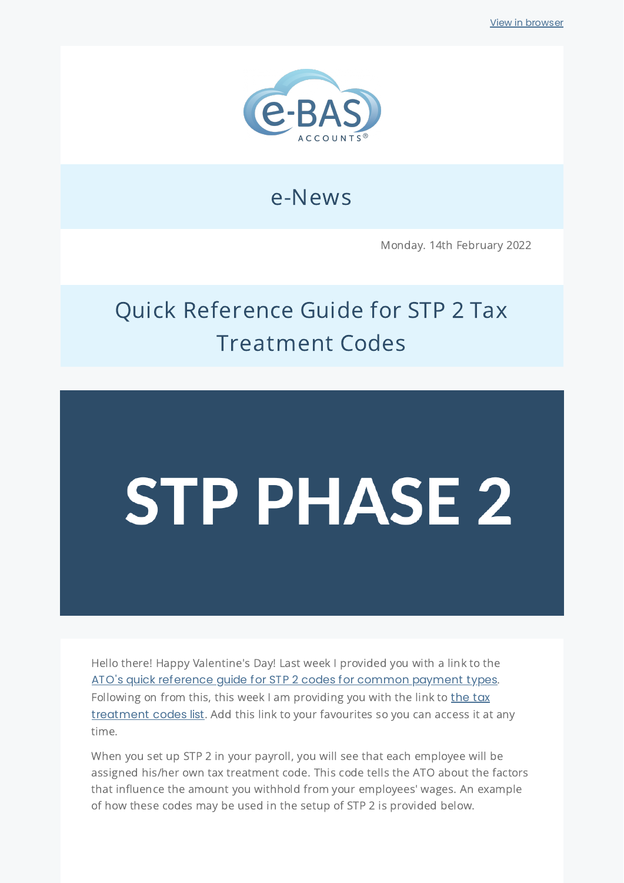View in browser

e-BAS ACCOUNTS®

# e-News

Monday. 14th February 2022

## Quick Reference Guide for STP 2 Tax Treatment Codes

STP PHASE 2

Hello there! Happy Valentine's Day! Last week I provided you with a link to the ATO's quick reference guide for STP 2 codes for common payment types. Following on from this, this week I am providing you with the link to the tax treatment codes list. Add this link to your favourites so you can access it at any time.

When you set up STP 2 in your payroll, you will see that each employee will be assigned his/her own tax treatment code. This code tells the ATO about the factors that influence the amount you withhold from your employees' wages. An example of how these codes may be used in the setup of STP 2 is provided below.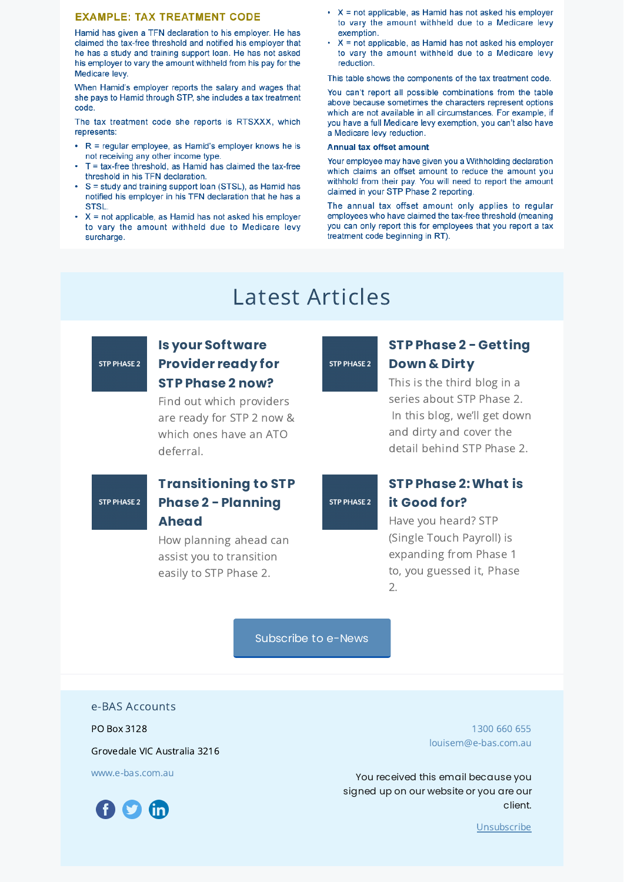### EXAMPLE: TAX TREATMENT CODE

Hamid has given a TFN declaration to his employer. He has claimed the tax-free threshold and notified his employer that he has a study and training support loan. He has not asked his employer to vary the amount withheld from his pay for the Medicare levy.

When Hamid's employer reports the salary and wages that she pays to Hamid through STP, she includes a tax treatment code.

The tax treatment code she reports is RTSXXX, which represents:

- R = regular employee, as Hamid's employer knows he is not receiving any other income type.
- T = tax-free threshold, as Hamid has claimed the tax-free threshold in his TFN declaration.
- S = study and training support loan (STSL), as Hamid has notified his employer in his TFN declaration that he has a STSL.
- X = not applicable, as Hamid has not asked his employer to vary the amount withheld due to Medicare levy surcharge.
- X = not applicable, as Hamid has not asked his employer to vary the amount withheld due to a Medicare levy exemption.
- X = not applicable, as Hamid has not asked his employer to vary the amount withheld due to a Medicare levy reduction.

This table shows the components of the tax treatment code.

You can't report all possible combinations from the table above because sometimes the characters represent options which are not available in all circumstances. For example, if you have a full Medicare levy exemption, you can't also have a Medicare levy reduction.

**Annual tax offset amount**

Your employee may have given you a Withholding declaration which claims an offset amount to reduce the amount you withhold from their pay. You will need to report the amount claimed in your STP Phase 2 reporting.

The annual tax offset amount only applies to regular employees who have claimed the tax-free threshold (meaning you can only report this for employees that you report a tax treatment code beginning in RT).

## Latest Articles

STP PHASE 2

### Is your Software Provider ready for STP Phase 2 now?

Find out which providers are ready for STP 2 now & which ones have an ATO deferral.

STP PHASE 2

### STP Phase 2 - Getting Down & Dirty

This is the third blog in a series about STP Phase 2. In this blog, we'll get down and dirty and cover the detail behind STP Phase 2.

STP PHASE 2

### Transitioning to STP Phase 2 - Planning Ahead

How planning ahead can assist you to transition easily to STP Phase 2.

STP PHASE 2

### STP Phase 2: What is it Good for?

Have you heard? STP (Single Touch Payroll) is expanding from Phase 1 to, you guessed it, Phase 2.

Subscribe to e-News

e-BAS Accounts

PO Box 3128

Grovedale VIC Australia 3216

www.e-bas.com.au

1300 660 655

louisem@e-bas.com.au

You received this email because you signed up on our website or you are our client.

Unsubscribe